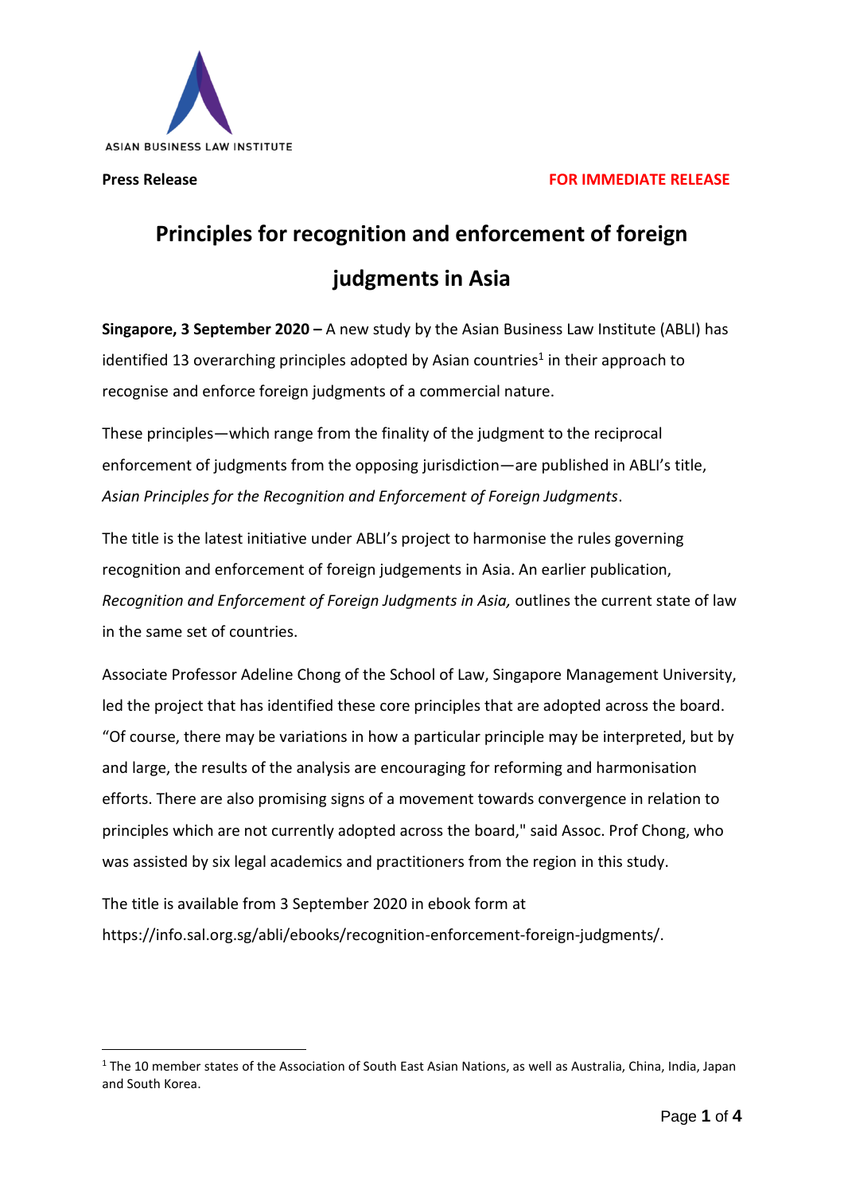ASIAN BUSINESS LAW INSTITUTE

**Press Release** **FOR IMMEDIATE RELEASE**

# Principles for recognition and enforcement of foreign judgments in Asia

**Singapore, 3 September 2020 –** A new study by the Asian Business Law Institute (ABLI) has identified 13 overarching principles adopted by Asian countries[1] in their approach to recognise and enforce foreign judgments of a commercial nature.

These principles—which range from the finality of the judgment to the reciprocal enforcement of judgments from the opposing jurisdiction—are published in ABLI's title, *Asian Principles for the Recognition and Enforcement of Foreign Judgments*.

The title is the latest initiative under ABLI's project to harmonise the rules governing recognition and enforcement of foreign judgements in Asia. An earlier publication, *Recognition and Enforcement of Foreign Judgments in Asia,* outlines the current state of law in the same set of countries.

Associate Professor Adeline Chong of the School of Law, Singapore Management University, led the project that has identified these core principles that are adopted across the board. "Of course, there may be variations in how a particular principle may be interpreted, but by and large, the results of the analysis are encouraging for reforming and harmonisation efforts. There are also promising signs of a movement towards convergence in relation to principles which are not currently adopted across the board," said Assoc. Prof Chong, who was assisted by six legal academics and practitioners from the region in this study.

The title is available from 3 September 2020 in ebook form at https://info.sal.org.sg/abli/ebooks/recognition-enforcement-foreign-judgments/.

[1] The 10 member states of the Association of South East Asian Nations, as well as Australia, China, India, Japan and South Korea.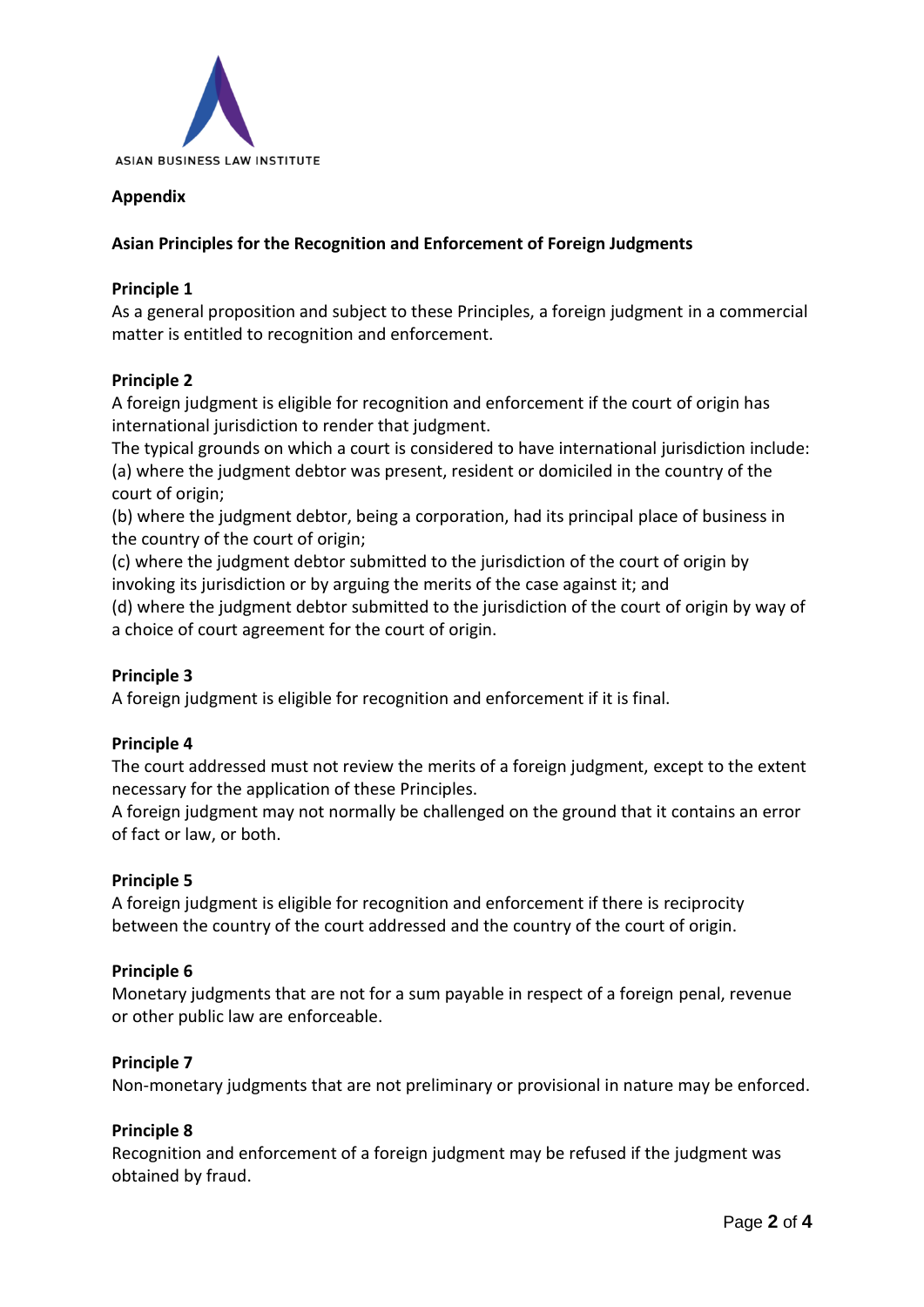ASIAN BUSINESS LAW INSTITUTE

## Appendix

### Asian Principles for the Recognition and Enforcement of Foreign Judgments

**Principle 1**

As a general proposition and subject to these Principles, a foreign judgment in a commercial matter is entitled to recognition and enforcement.

**Principle 2**

A foreign judgment is eligible for recognition and enforcement if the court of origin has international jurisdiction to render that judgment.

The typical grounds on which a court is considered to have international jurisdiction include:

(a) where the judgment debtor was present, resident or domiciled in the country of the court of origin;

(b) where the judgment debtor, being a corporation, had its principal place of business in the country of the court of origin;

(c) where the judgment debtor submitted to the jurisdiction of the court of origin by invoking its jurisdiction or by arguing the merits of the case against it; and

(d) where the judgment debtor submitted to the jurisdiction of the court of origin by way of a choice of court agreement for the court of origin.

**Principle 3**

A foreign judgment is eligible for recognition and enforcement if it is final.

**Principle 4**

The court addressed must not review the merits of a foreign judgment, except to the extent necessary for the application of these Principles.

A foreign judgment may not normally be challenged on the ground that it contains an error of fact or law, or both.

**Principle 5**

A foreign judgment is eligible for recognition and enforcement if there is reciprocity between the country of the court addressed and the country of the court of origin.

**Principle 6**

Monetary judgments that are not for a sum payable in respect of a foreign penal, revenue or other public law are enforceable.

**Principle 7**

Non-monetary judgments that are not preliminary or provisional in nature may be enforced.

**Principle 8**

Recognition and enforcement of a foreign judgment may be refused if the judgment was obtained by fraud.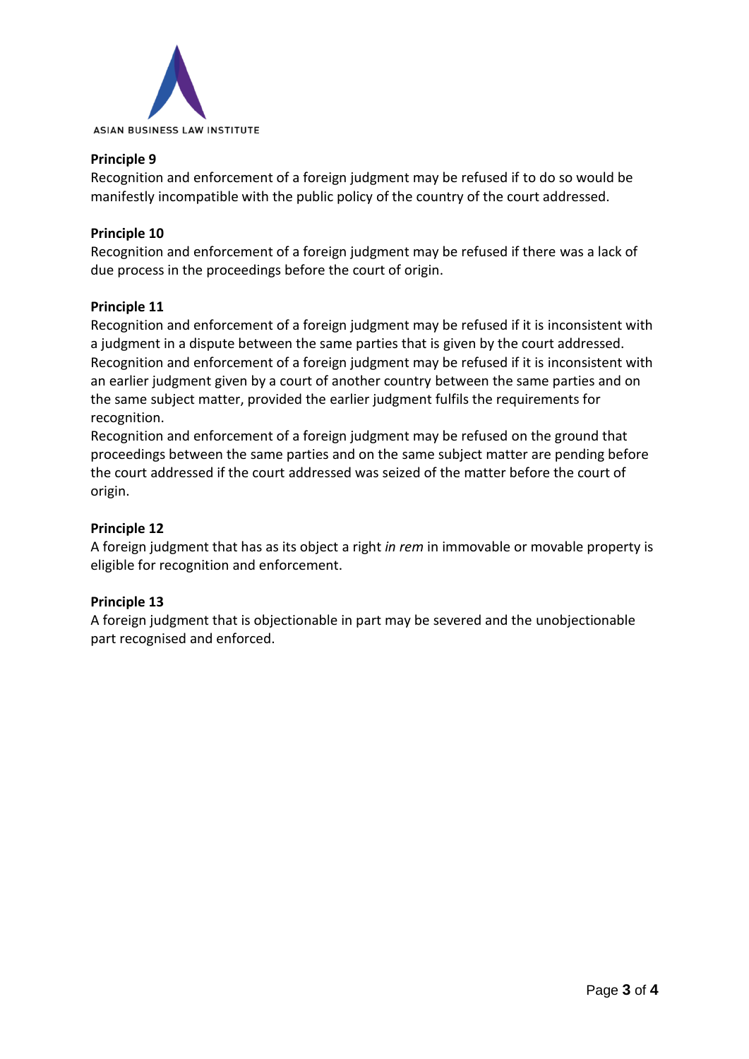**Principle 9**

Recognition and enforcement of a foreign judgment may be refused if to do so would be manifestly incompatible with the public policy of the country of the court addressed.

**Principle 10**

Recognition and enforcement of a foreign judgment may be refused if there was a lack of due process in the proceedings before the court of origin.

**Principle 11**

Recognition and enforcement of a foreign judgment may be refused if it is inconsistent with a judgment in a dispute between the same parties that is given by the court addressed.

Recognition and enforcement of a foreign judgment may be refused if it is inconsistent with an earlier judgment given by a court of another country between the same parties and on the same subject matter, provided the earlier judgment fulfils the requirements for recognition.

Recognition and enforcement of a foreign judgment may be refused on the ground that proceedings between the same parties and on the same subject matter are pending before the court addressed if the court addressed was seized of the matter before the court of origin.

**Principle 12**

A foreign judgment that has as its object a right *in rem* in immovable or movable property is eligible for recognition and enforcement.

**Principle 13**

A foreign judgment that is objectionable in part may be severed and the unobjectionable part recognised and enforced.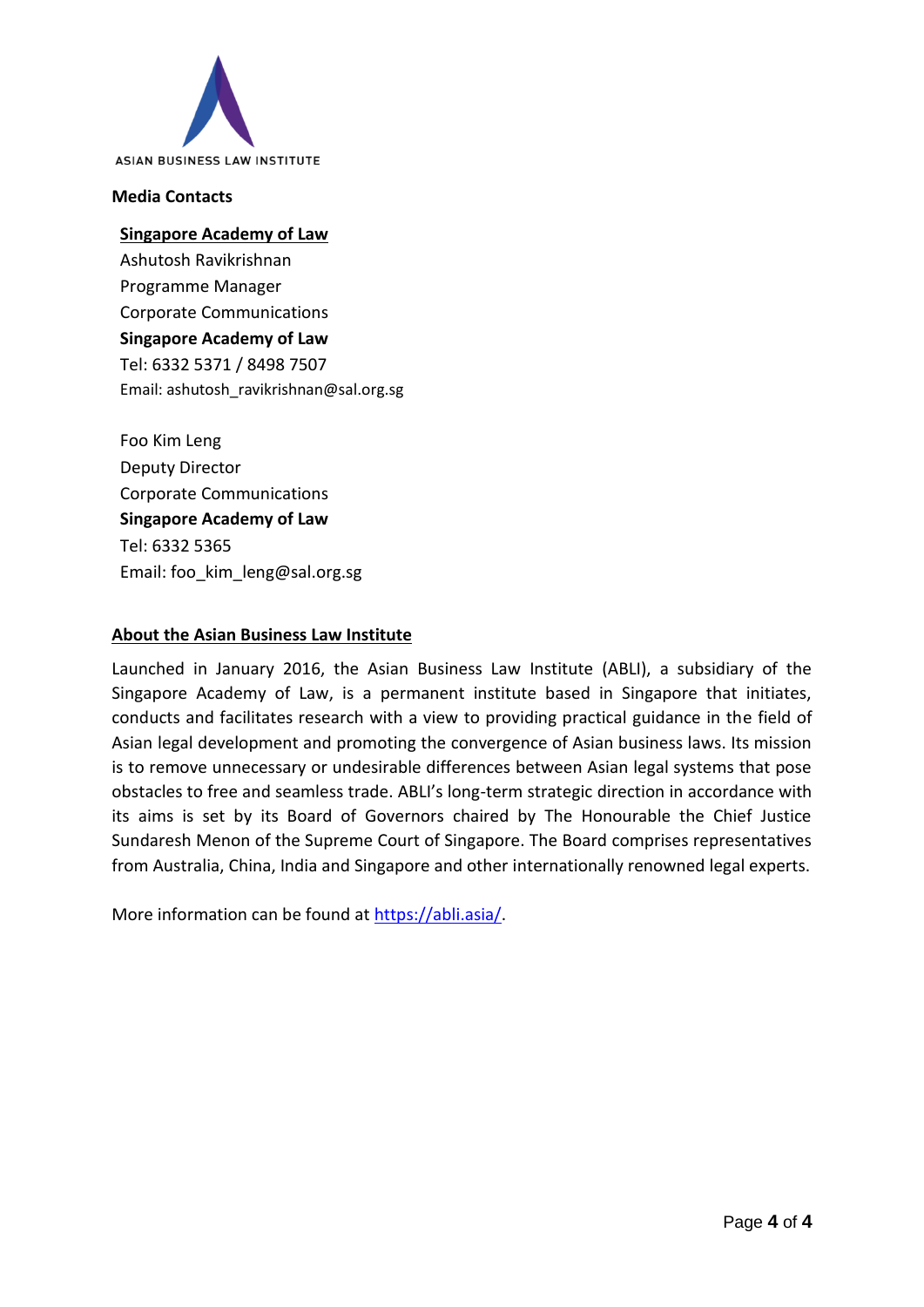ASIAN BUSINESS LAW INSTITUTE

**Media Contacts**

**Singapore Academy of Law**
Ashutosh Ravikrishnan
Programme Manager
Corporate Communications
**Singapore Academy of Law**
Tel: 6332 5371 / 8498 7507
Email: ashutosh_ravikrishnan@sal.org.sg

Foo Kim Leng
Deputy Director
Corporate Communications
**Singapore Academy of Law**
Tel: 6332 5365
Email: foo_kim_leng@sal.org.sg

**About the Asian Business Law Institute**

Launched in January 2016, the Asian Business Law Institute (ABLI), a subsidiary of the Singapore Academy of Law, is a permanent institute based in Singapore that initiates, conducts and facilitates research with a view to providing practical guidance in the field of Asian legal development and promoting the convergence of Asian business laws. Its mission is to remove unnecessary or undesirable differences between Asian legal systems that pose obstacles to free and seamless trade. ABLI's long-term strategic direction in accordance with its aims is set by its Board of Governors chaired by The Honourable the Chief Justice Sundaresh Menon of the Supreme Court of Singapore. The Board comprises representatives from Australia, China, India and Singapore and other internationally renowned legal experts.

More information can be found at https://abli.asia/.